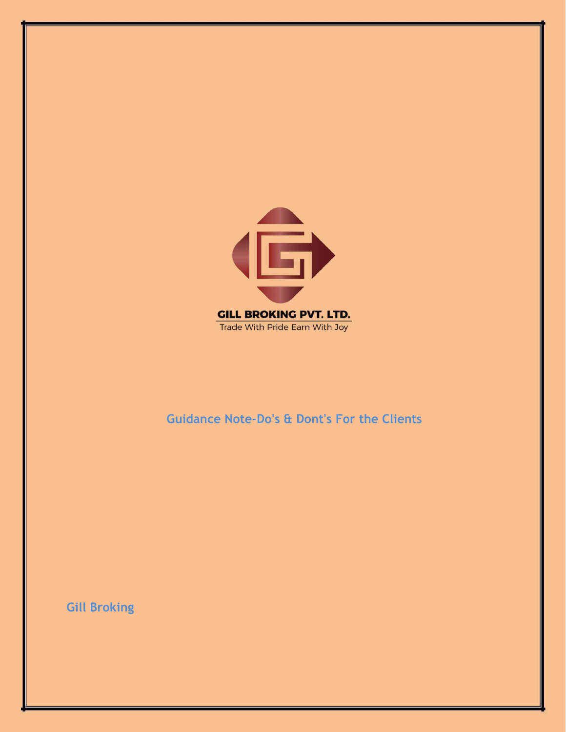GILL BROKING PVT. LTD.

Trade With Pride Earn With Joy

# Guidance Note-Do's & Dont's For the Clients

Gill Broking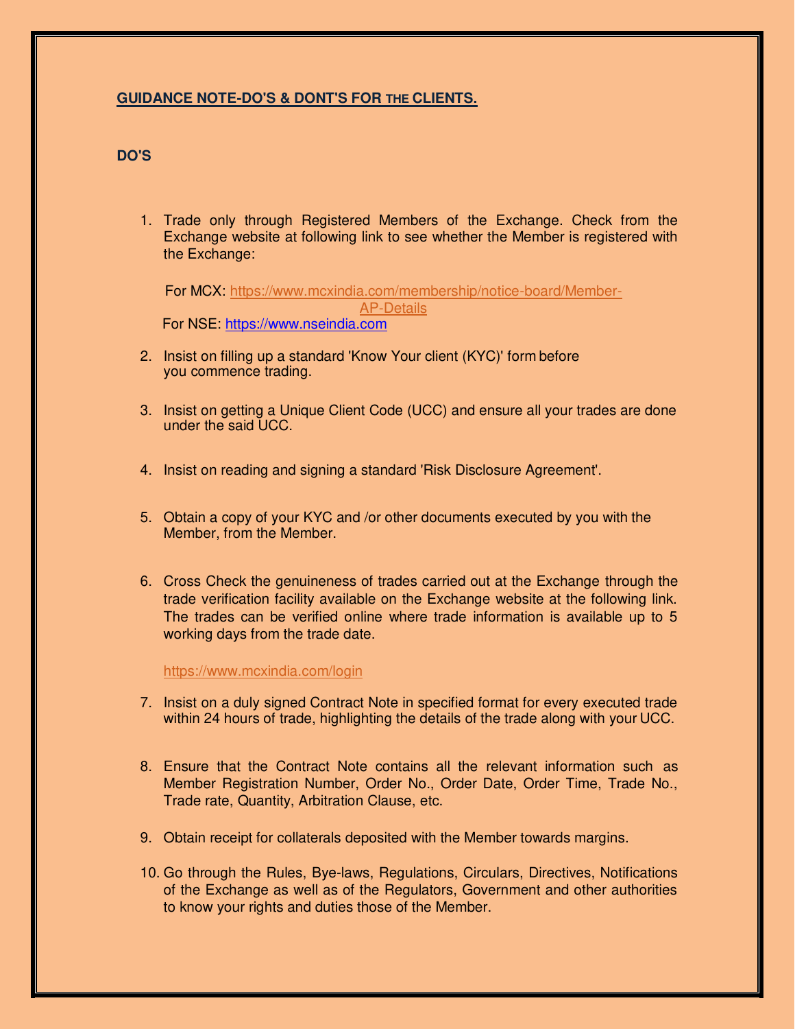## GUIDANCE NOTE-DO'S & DONT'S FOR THE CLIENTS.

### DO'S

1. Trade only through Registered Members of the Exchange. Check from the Exchange website at following link to see whether the Member is registered with the Exchange:

   For MCX: https://www.mcxindia.com/membership/notice-board/Member-AP-Details

   For NSE: https://www.nseindia.com

2. Insist on filling up a standard 'Know Your client (KYC)' form before you commence trading.

3. Insist on getting a Unique Client Code (UCC) and ensure all your trades are done under the said UCC.

4. Insist on reading and signing a standard 'Risk Disclosure Agreement'.

5. Obtain a copy of your KYC and /or other documents executed by you with the Member, from the Member.

6. Cross Check the genuineness of trades carried out at the Exchange through the trade verification facility available on the Exchange website at the following link. The trades can be verified online where trade information is available up to 5 working days from the trade date.

   https://www.mcxindia.com/login

7. Insist on a duly signed Contract Note in specified format for every executed trade within 24 hours of trade, highlighting the details of the trade along with your UCC.

8. Ensure that the Contract Note contains all the relevant information such as Member Registration Number, Order No., Order Date, Order Time, Trade No., Trade rate, Quantity, Arbitration Clause, etc.

9. Obtain receipt for collaterals deposited with the Member towards margins.

10. Go through the Rules, Bye-laws, Regulations, Circulars, Directives, Notifications of the Exchange as well as of the Regulators, Government and other authorities to know your rights and duties those of the Member.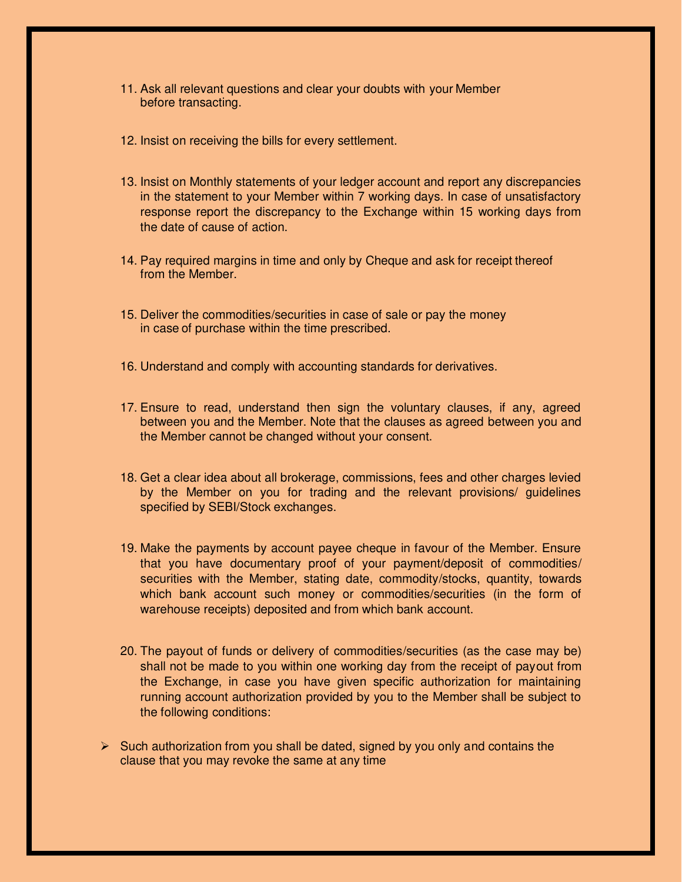11. Ask all relevant questions and clear your doubts with your Member before transacting.

12. Insist on receiving the bills for every settlement.

13. Insist on Monthly statements of your ledger account and report any discrepancies in the statement to your Member within 7 working days. In case of unsatisfactory response report the discrepancy to the Exchange within 15 working days from the date of cause of action.

14. Pay required margins in time and only by Cheque and ask for receipt thereof from the Member.

15. Deliver the commodities/securities in case of sale or pay the money in case of purchase within the time prescribed.

16. Understand and comply with accounting standards for derivatives.

17. Ensure to read, understand then sign the voluntary clauses, if any, agreed between you and the Member. Note that the clauses as agreed between you and the Member cannot be changed without your consent.

18. Get a clear idea about all brokerage, commissions, fees and other charges levied by the Member on you for trading and the relevant provisions/ guidelines specified by SEBI/Stock exchanges.

19. Make the payments by account payee cheque in favour of the Member. Ensure that you have documentary proof of your payment/deposit of commodities/ securities with the Member, stating date, commodity/stocks, quantity, towards which bank account such money or commodities/securities (in the form of warehouse receipts) deposited and from which bank account.

20. The payout of funds or delivery of commodities/securities (as the case may be) shall not be made to you within one working day from the receipt of payout from the Exchange, in case you have given specific authorization for maintaining running account authorization provided by you to the Member shall be subject to the following conditions:

- Such authorization from you shall be dated, signed by you only and contains the clause that you may revoke the same at any time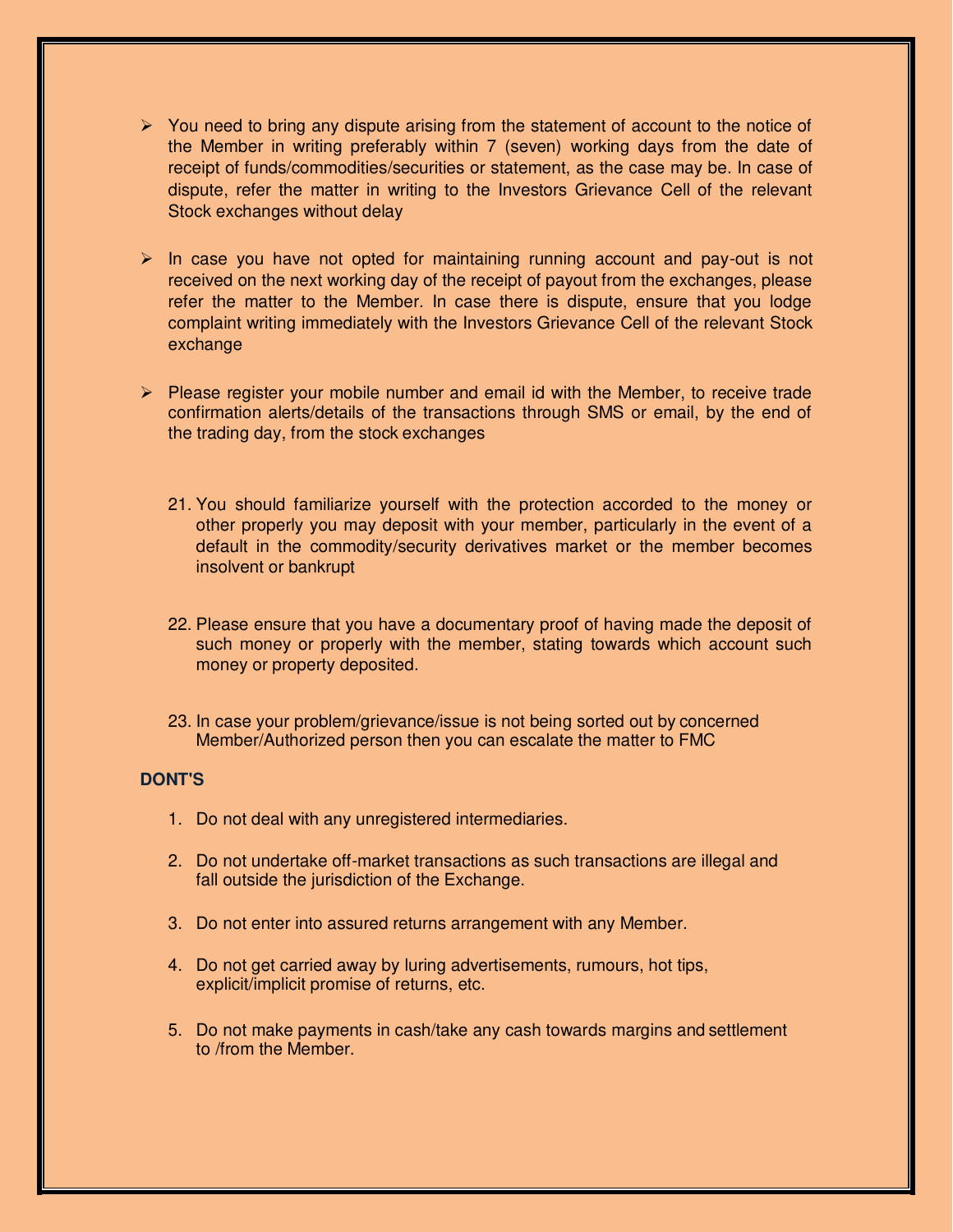- You need to bring any dispute arising from the statement of account to the notice of the Member in writing preferably within 7 (seven) working days from the date of receipt of funds/commodities/securities or statement, as the case may be. In case of dispute, refer the matter in writing to the Investors Grievance Cell of the relevant Stock exchanges without delay

- In case you have not opted for maintaining running account and pay-out is not received on the next working day of the receipt of payout from the exchanges, please refer the matter to the Member. In case there is dispute, ensure that you lodge complaint writing immediately with the Investors Grievance Cell of the relevant Stock exchange

- Please register your mobile number and email id with the Member, to receive trade confirmation alerts/details of the transactions through SMS or email, by the end of the trading day, from the stock exchanges

21. You should familiarize yourself with the protection accorded to the money or other properly you may deposit with your member, particularly in the event of a default in the commodity/security derivatives market or the member becomes insolvent or bankrupt

22. Please ensure that you have a documentary proof of having made the deposit of such money or properly with the member, stating towards which account such money or property deposited.

23. In case your problem/grievance/issue is not being sorted out by concerned Member/Authorized person then you can escalate the matter to FMC

**DONT'S**

1. Do not deal with any unregistered intermediaries.

2. Do not undertake off-market transactions as such transactions are illegal and fall outside the jurisdiction of the Exchange.

3. Do not enter into assured returns arrangement with any Member.

4. Do not get carried away by luring advertisements, rumours, hot tips, explicit/implicit promise of returns, etc.

5. Do not make payments in cash/take any cash towards margins and settlement to /from the Member.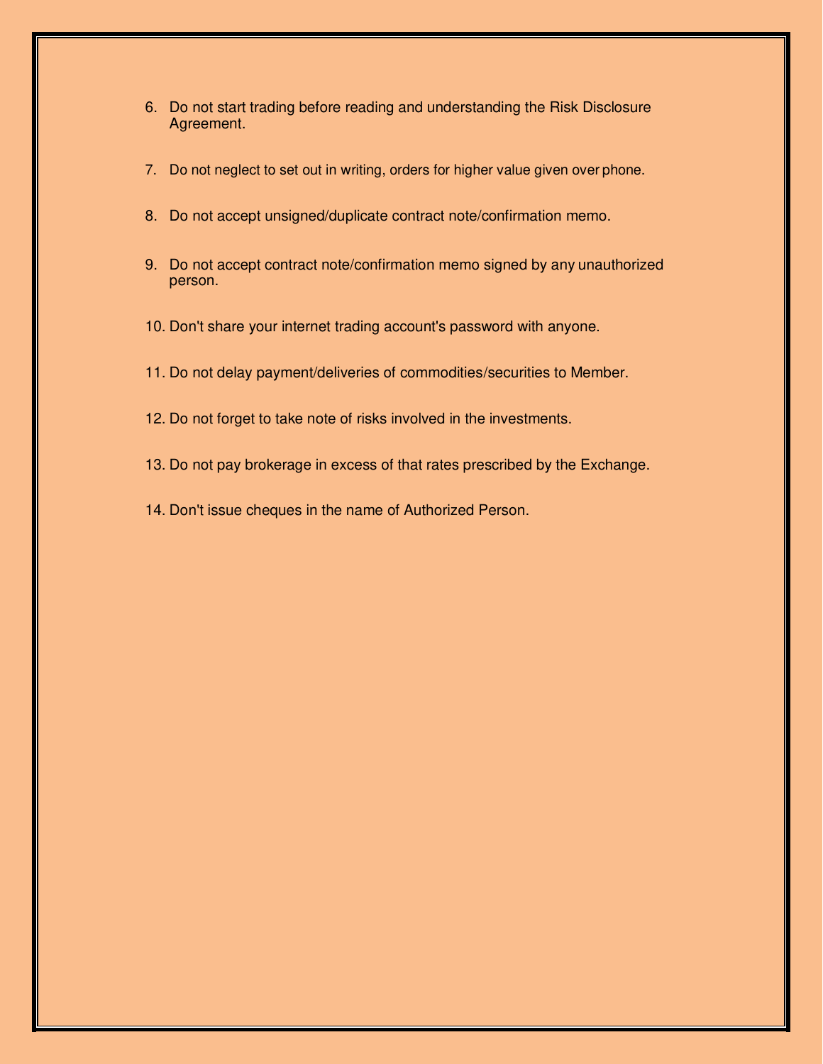6. Do not start trading before reading and understanding the Risk Disclosure Agreement.
7. Do not neglect to set out in writing, orders for higher value given over phone.
8. Do not accept unsigned/duplicate contract note/confirmation memo.
9. Do not accept contract note/confirmation memo signed by any unauthorized person.
10. Don't share your internet trading account's password with anyone.
11. Do not delay payment/deliveries of commodities/securities to Member.
12. Do not forget to take note of risks involved in the investments.
13. Do not pay brokerage in excess of that rates prescribed by the Exchange.
14. Don't issue cheques in the name of Authorized Person.